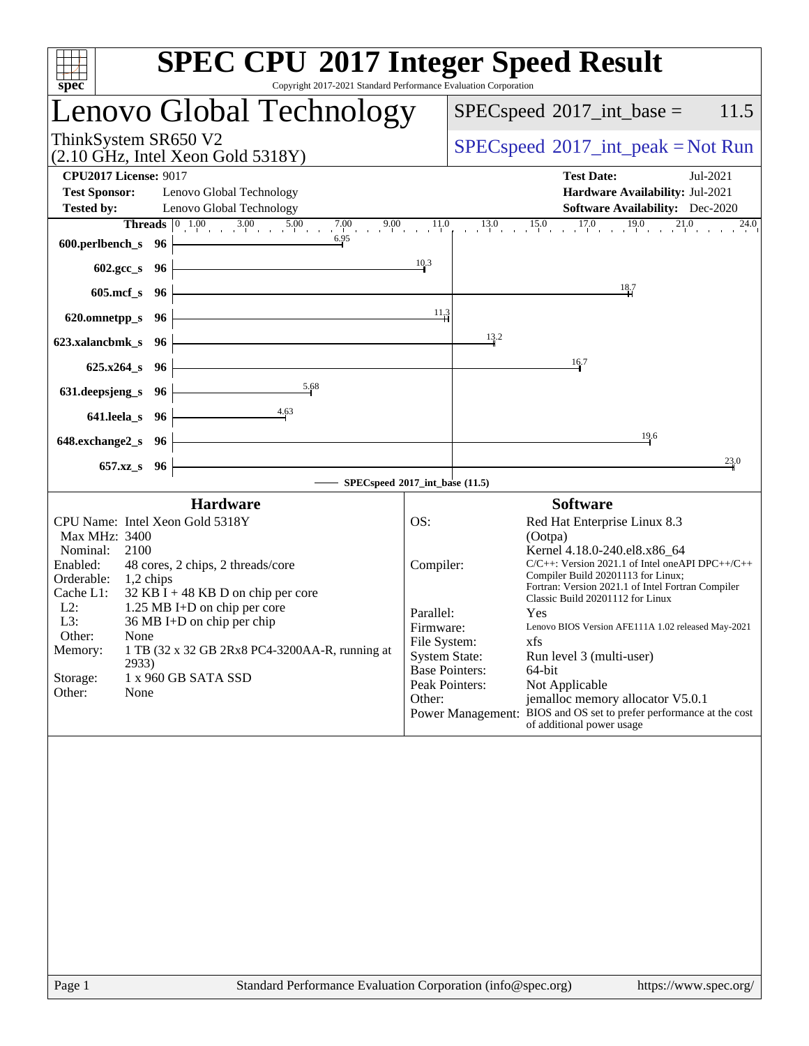# SPEC CPU 2017 Integer Speed Result

Copyright 2017-2021 Standard Performance Evaluation Corporation

## Lenovo Global Technology

ThinkSystem SR650 V2
(2.10 GHz, Intel Xeon Gold 5318Y)

SPECspeed 2017_int_base = 11.5

SPECspeed 2017_int_peak = Not Run

**CPU2017 License:** 9017
**Test Sponsor:** Lenovo Global Technology
**Tested by:** Lenovo Global Technology

**Test Date:** Jul-2021
**Hardware Availability:** Jul-2021
**Software Availability:** Dec-2020

| Benchmark | Threads | Base |
|---|---|---|
| 600.perlbench_s | 96 | 6.95 |
| 602.gcc_s | 96 | 10.3 |
| 605.mcf_s | 96 | 18.7 |
| 620.omnetpp_s | 96 | 11.3 |
| 623.xalancbmk_s | 96 | 13.2 |
| 625.x264_s | 96 | 16.7 |
| 631.deepsjeng_s | 96 | 5.68 |
| 641.leela_s | 96 | 4.63 |
| 648.exchange2_s | 96 | 19.6 |
| 657.xz_s | 96 | 23.0 |

SPECspeed 2017_int_base (11.5)

### Hardware

| | |
|---|---|
| CPU Name: | Intel Xeon Gold 5318Y |
| Max MHz: | 3400 |
| Nominal: | 2100 |
| Enabled: | 48 cores, 2 chips, 2 threads/core |
| Orderable: | 1,2 chips |
| Cache L1: | 32 KB I + 48 KB D on chip per core |
| L2: | 1.25 MB I+D on chip per core |
| L3: | 36 MB I+D on chip per chip |
| Other: | None |
| Memory: | 1 TB (32 x 32 GB 2Rx8 PC4-3200AA-R, running at 2933) |
| Storage: | 1 x 960 GB SATA SSD |
| Other: | None |

### Software

| | |
|---|---|
| OS: | Red Hat Enterprise Linux 8.3 (Ootpa) Kernel 4.18.0-240.el8.x86_64 |
| Compiler: | C/C++: Version 2021.1 of Intel oneAPI DPC++/C++ Compiler Build 20201113 for Linux; Fortran: Version 2021.1 of Intel Fortran Compiler Classic Build 20201112 for Linux |
| Parallel: | Yes |
| Firmware: | Lenovo BIOS Version AFE111A 1.02 released May-2021 |
| File System: | xfs |
| System State: | Run level 3 (multi-user) |
| Base Pointers: | 64-bit |
| Peak Pointers: | Not Applicable |
| Other: | jemalloc memory allocator V5.0.1 |
| Power Management: | BIOS and OS set to prefer performance at the cost of additional power usage |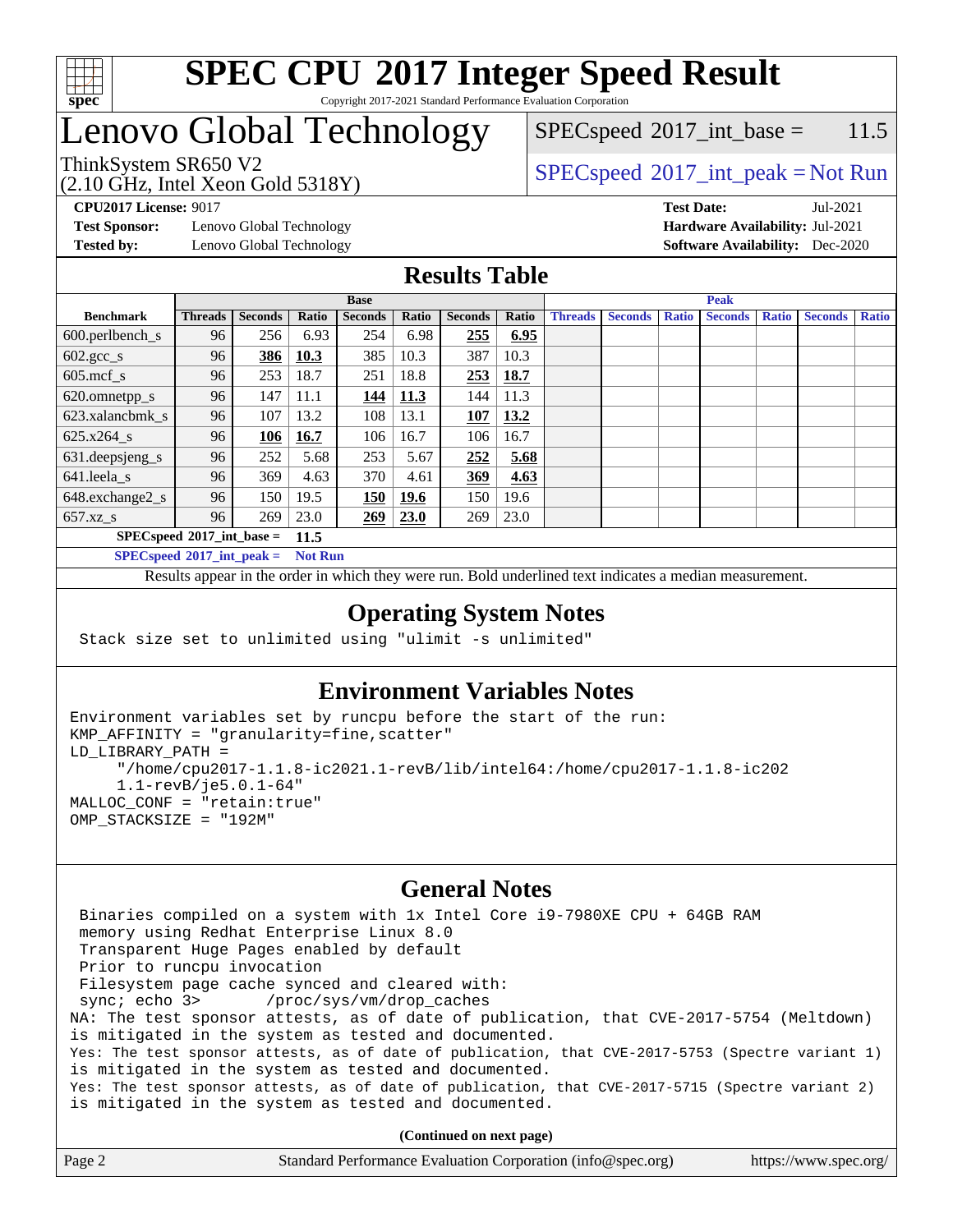# SPEC CPU 2017 Integer Speed Result

Copyright 2017-2021 Standard Performance Evaluation Corporation

# Lenovo Global Technology

ThinkSystem SR650 V2
(2.10 GHz, Intel Xeon Gold 5318Y)

SPECspeed 2017_int_base = 11.5

SPECspeed 2017_int_peak = Not Run

**CPU2017 License:** 9017
**Test Sponsor:** Lenovo Global Technology
**Tested by:** Lenovo Global Technology

**Test Date:** Jul-2021
**Hardware Availability:** Jul-2021
**Software Availability:** Dec-2020

## Results Table

| | Base | | | | | | | Peak | | | | | | |
|---|---|---|---|---|---|---|---|---|---|---|---|---|---|---|
| **Benchmark** | **Threads** | **Seconds** | **Ratio** | **Seconds** | **Ratio** | **Seconds** | **Ratio** | **Threads** | **Seconds** | **Ratio** | **Seconds** | **Ratio** | **Seconds** | **Ratio** |
| 600.perlbench_s | 96 | 256 | 6.93 | 254 | 6.98 | **255** | **6.95** | | | | | | | |
| 602.gcc_s | 96 | **386** | **10.3** | 385 | 10.3 | 387 | 10.3 | | | | | | | |
| 605.mcf_s | 96 | 253 | 18.7 | 251 | 18.8 | **253** | **18.7** | | | | | | | |
| 620.omnetpp_s | 96 | 147 | 11.1 | **144** | **11.3** | 144 | 11.3 | | | | | | | |
| 623.xalancbmk_s | 96 | 107 | 13.2 | 108 | 13.1 | **107** | **13.2** | | | | | | | |
| 625.x264_s | 96 | **106** | **16.7** | 106 | 16.7 | 106 | 16.7 | | | | | | | |
| 631.deepsjeng_s | 96 | 252 | 5.68 | 253 | 5.67 | **252** | **5.68** | | | | | | | |
| 641.leela_s | 96 | 369 | 4.63 | 370 | 4.61 | **369** | **4.63** | | | | | | | |
| 648.exchange2_s | 96 | 150 | 19.5 | **150** | **19.6** | 150 | 19.6 | | | | | | | |
| 657.xz_s | 96 | 269 | 23.0 | **269** | **23.0** | 269 | 23.0 | | | | | | | |

**SPECspeed 2017_int_base = 11.5**

**SPECspeed 2017_int_peak = Not Run**

Results appear in the order in which they were run. Bold underlined text indicates a median measurement.

## Operating System Notes

```
Stack size set to unlimited using "ulimit -s unlimited"
```

## Environment Variables Notes

```
Environment variables set by runcpu before the start of the run:
KMP_AFFINITY = "granularity=fine,scatter"
LD_LIBRARY_PATH =
     "/home/cpu2017-1.1.8-ic2021.1-revB/lib/intel64:/home/cpu2017-1.1.8-ic202
     1.1-revB/je5.0.1-64"
MALLOC_CONF = "retain:true"
OMP_STACKSIZE = "192M"
```

## General Notes

```
Binaries compiled on a system with 1x Intel Core i9-7980XE CPU + 64GB RAM
memory using Redhat Enterprise Linux 8.0
Transparent Huge Pages enabled by default
Prior to runcpu invocation
Filesystem page cache synced and cleared with:
sync; echo 3>       /proc/sys/vm/drop_caches
NA: The test sponsor attests, as of date of publication, that CVE-2017-5754 (Meltdown)
is mitigated in the system as tested and documented.
Yes: The test sponsor attests, as of date of publication, that CVE-2017-5753 (Spectre variant 1)
is mitigated in the system as tested and documented.
Yes: The test sponsor attests, as of date of publication, that CVE-2017-5715 (Spectre variant 2)
is mitigated in the system as tested and documented.
```

**(Continued on next page)**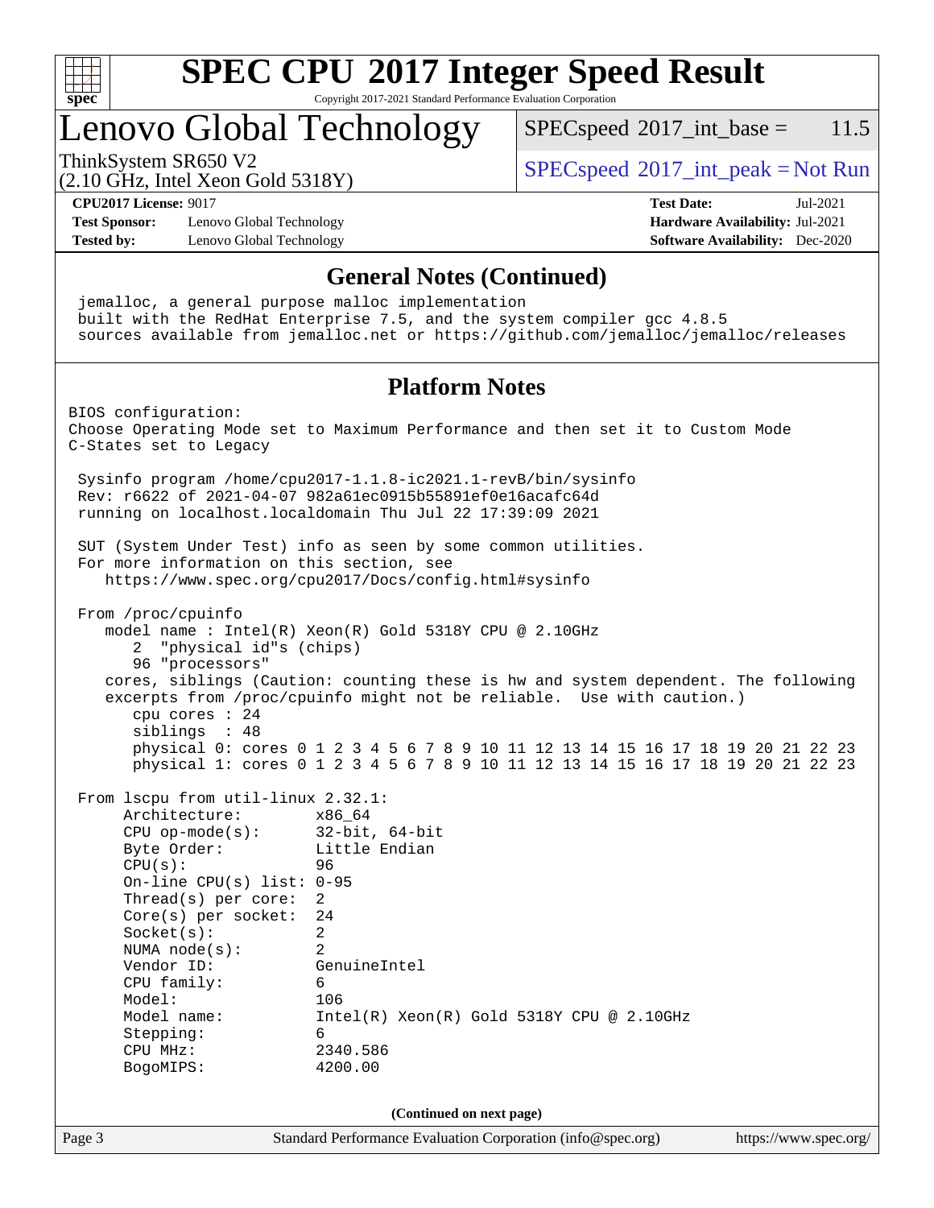# SPEC CPU 2017 Integer Speed Result

Copyright 2017-2021 Standard Performance Evaluation Corporation

## Lenovo Global Technology

ThinkSystem SR650 V2
(2.10 GHz, Intel Xeon Gold 5318Y)

SPECspeed 2017_int_base = 11.5

SPECspeed 2017_int_peak = Not Run

**CPU2017 License:** 9017
**Test Sponsor:** Lenovo Global Technology
**Tested by:** Lenovo Global Technology

**Test Date:** Jul-2021
**Hardware Availability:** Jul-2021
**Software Availability:** Dec-2020

### General Notes (Continued)

```
 jemalloc, a general purpose malloc implementation
 built with the RedHat Enterprise 7.5, and the system compiler gcc 4.8.5
 sources available from jemalloc.net or https://github.com/jemalloc/jemalloc/releases
```

### Platform Notes

```
BIOS configuration:
Choose Operating Mode set to Maximum Performance and then set it to Custom Mode
C-States set to Legacy

 Sysinfo program /home/cpu2017-1.1.8-ic2021.1-revB/bin/sysinfo
 Rev: r6622 of 2021-04-07 982a61ec0915b55891ef0e16acafc64d
 running on localhost.localdomain Thu Jul 22 17:39:09 2021

 SUT (System Under Test) info as seen by some common utilities.
 For more information on this section, see
    https://www.spec.org/cpu2017/Docs/config.html#sysinfo

 From /proc/cpuinfo
    model name : Intel(R) Xeon(R) Gold 5318Y CPU @ 2.10GHz
       2  "physical id"s (chips)
       96 "processors"
    cores, siblings (Caution: counting these is hw and system dependent. The following
    excerpts from /proc/cpuinfo might not be reliable.  Use with caution.)
       cpu cores : 24
       siblings  : 48
       physical 0: cores 0 1 2 3 4 5 6 7 8 9 10 11 12 13 14 15 16 17 18 19 20 21 22 23
       physical 1: cores 0 1 2 3 4 5 6 7 8 9 10 11 12 13 14 15 16 17 18 19 20 21 22 23

 From lscpu from util-linux 2.32.1:
      Architecture:        x86_64
      CPU op-mode(s):      32-bit, 64-bit
      Byte Order:          Little Endian
      CPU(s):              96
      On-line CPU(s) list: 0-95
      Thread(s) per core:  2
      Core(s) per socket:  24
      Socket(s):           2
      NUMA node(s):        2
      Vendor ID:           GenuineIntel
      CPU family:          6
      Model:               106
      Model name:          Intel(R) Xeon(R) Gold 5318Y CPU @ 2.10GHz
      Stepping:            6
      CPU MHz:             2340.586
      BogoMIPS:            4200.00
```

**(Continued on next page)**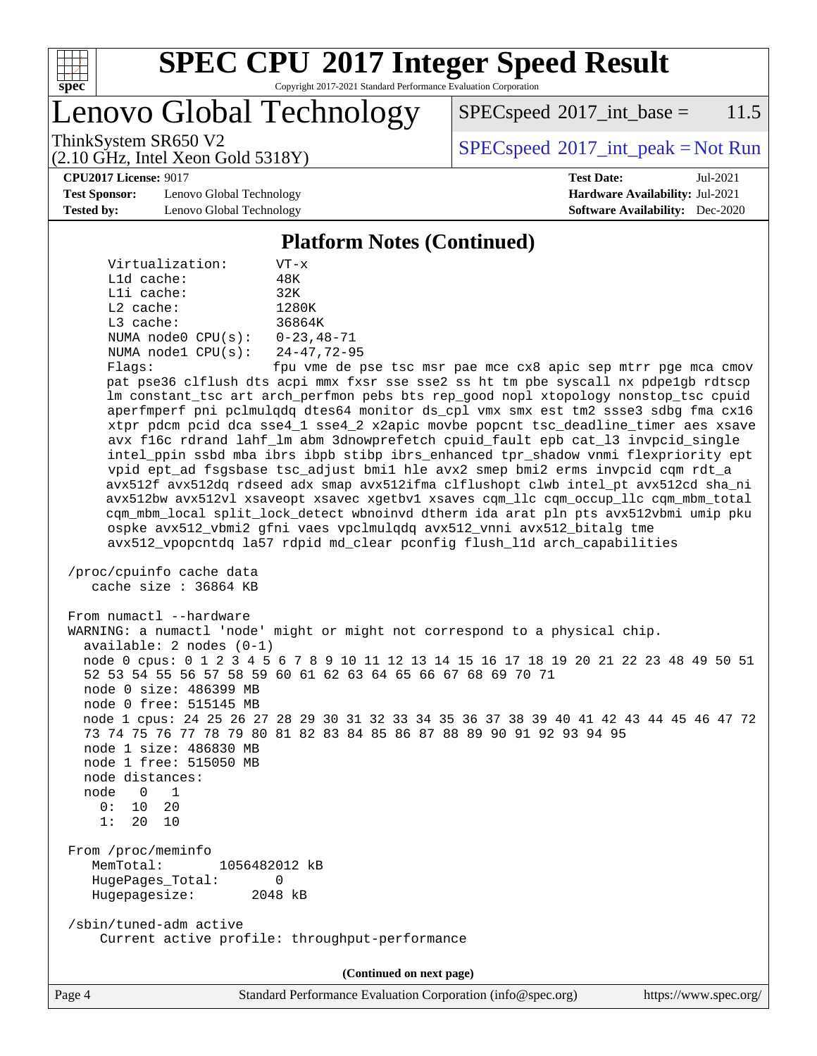# SPEC CPU 2017 Integer Speed Result

Copyright 2017-2021 Standard Performance Evaluation Corporation

## Lenovo Global Technology

ThinkSystem SR650 V2
(2.10 GHz, Intel Xeon Gold 5318Y)

SPECspeed 2017_int_base = 11.5

SPECspeed 2017_int_peak = Not Run

**CPU2017 License:** 9017
**Test Sponsor:** Lenovo Global Technology
**Tested by:** Lenovo Global Technology

**Test Date:** Jul-2021
**Hardware Availability:** Jul-2021
**Software Availability:** Dec-2020

### Platform Notes (Continued)

```
     Virtualization:        VT-x
     L1d cache:             48K
     L1i cache:             32K
     L2 cache:              1280K
     L3 cache:              36864K
     NUMA node0 CPU(s):     0-23,48-71
     NUMA node1 CPU(s):     24-47,72-95
     Flags:                 fpu vme de pse tsc msr pae mce cx8 apic sep mtrr pge mca cmov
     pat pse36 clflush dts acpi mmx fxsr sse sse2 ss ht tm pbe syscall nx pdpe1gb rdtscp
     lm constant_tsc art arch_perfmon pebs bts rep_good nopl xtopology nonstop_tsc cpuid
     aperfmperf pni pclmulqdq dtes64 monitor ds_cpl vmx smx est tm2 ssse3 sdbg fma cx16
     xtpr pdcm pcid dca sse4_1 sse4_2 x2apic movbe popcnt tsc_deadline_timer aes xsave
     avx f16c rdrand lahf_lm abm 3dnowprefetch cpuid_fault epb cat_l3 invpcid_single
     intel_ppin ssbd mba ibrs ibpb stibp ibrs_enhanced tpr_shadow vnmi flexpriority ept
     vpid ept_ad fsgsbase tsc_adjust bmi1 hle avx2 smep bmi2 erms invpcid cqm rdt_a
     avx512f avx512dq rdseed adx smap avx512ifma clflushopt clwb intel_pt avx512cd sha_ni
     avx512bw avx512vl xsaveopt xsavec xgetbv1 xsaves cqm_llc cqm_occup_llc cqm_mbm_total
     cqm_mbm_local split_lock_detect wbnoinvd dtherm ida arat pln pts avx512vbmi umip pku
     ospke avx512_vbmi2 gfni vaes vpclmulqdq avx512_vnni avx512_bitalg tme
     avx512_vpopcntdq la57 rdpid md_clear pconfig flush_l1d arch_capabilities

 /proc/cpuinfo cache data
    cache size : 36864 KB

 From numactl --hardware
 WARNING: a numactl 'node' might or might not correspond to a physical chip.
   available: 2 nodes (0-1)
   node 0 cpus: 0 1 2 3 4 5 6 7 8 9 10 11 12 13 14 15 16 17 18 19 20 21 22 23 48 49 50 51
   52 53 54 55 56 57 58 59 60 61 62 63 64 65 66 67 68 69 70 71
   node 0 size: 486399 MB
   node 0 free: 515145 MB
   node 1 cpus: 24 25 26 27 28 29 30 31 32 33 34 35 36 37 38 39 40 41 42 43 44 45 46 47 72
   73 74 75 76 77 78 79 80 81 82 83 84 85 86 87 88 89 90 91 92 93 94 95
   node 1 size: 486830 MB
   node 1 free: 515050 MB
   node distances:
   node   0   1
     0:  10  20
     1:  20  10

 From /proc/meminfo
    MemTotal:       1056482012 kB
    HugePages_Total:       0
    Hugepagesize:       2048 kB

 /sbin/tuned-adm active
     Current active profile: throughput-performance
```

(Continued on next page)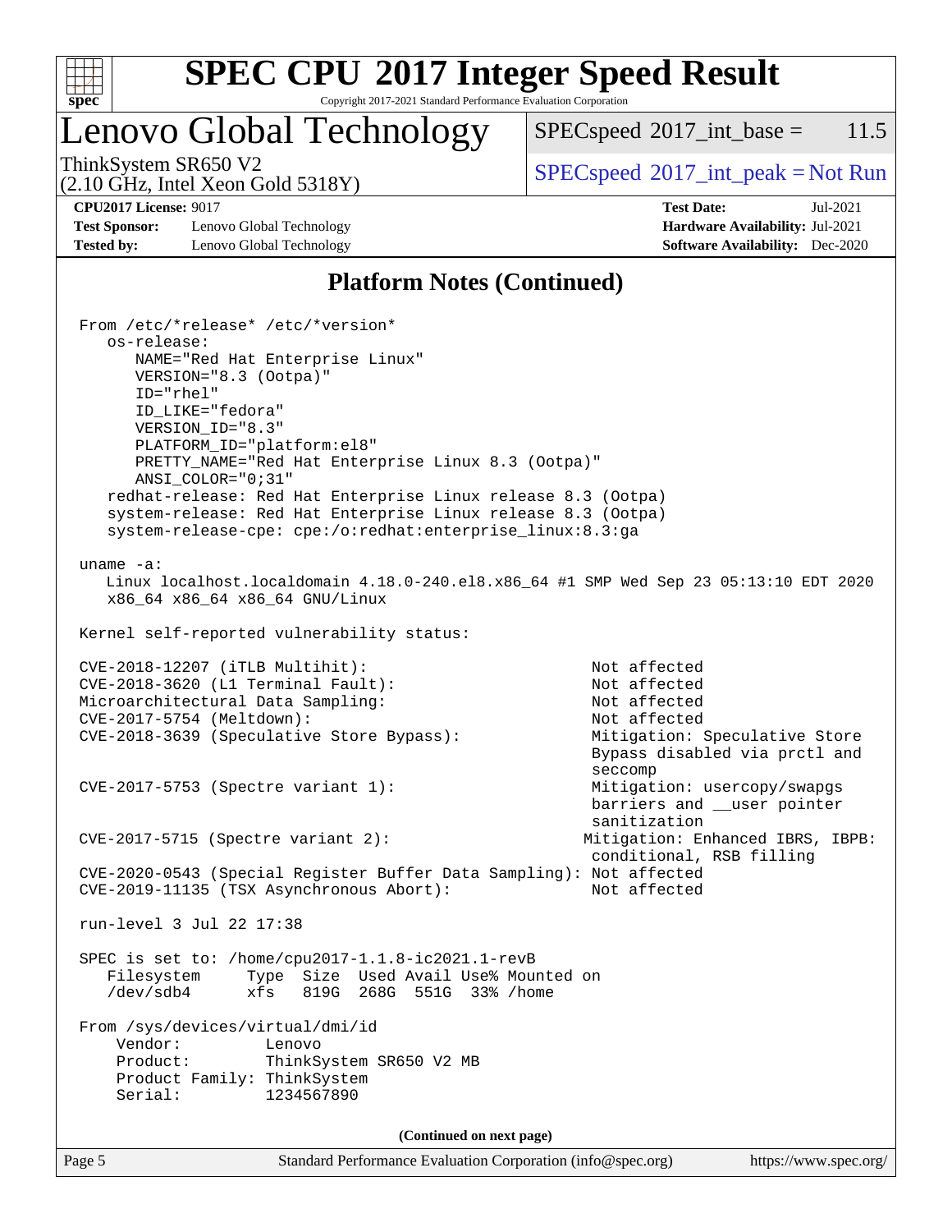## Platform Notes (Continued)

```
From /etc/*release* /etc/*version*
   os-release:
      NAME="Red Hat Enterprise Linux"
      VERSION="8.3 (Ootpa)"
      ID="rhel"
      ID_LIKE="fedora"
      VERSION_ID="8.3"
      PLATFORM_ID="platform:el8"
      PRETTY_NAME="Red Hat Enterprise Linux 8.3 (Ootpa)"
      ANSI_COLOR="0;31"
   redhat-release: Red Hat Enterprise Linux release 8.3 (Ootpa)
   system-release: Red Hat Enterprise Linux release 8.3 (Ootpa)
   system-release-cpe: cpe:/o:redhat:enterprise_linux:8.3:ga

uname -a:
   Linux localhost.localdomain 4.18.0-240.el8.x86_64 #1 SMP Wed Sep 23 05:13:10 EDT 2020
   x86_64 x86_64 x86_64 GNU/Linux

Kernel self-reported vulnerability status:

CVE-2018-12207 (iTLB Multihit):                          Not affected
CVE-2018-3620 (L1 Terminal Fault):                       Not affected
Microarchitectural Data Sampling:                        Not affected
CVE-2017-5754 (Meltdown):                                Not affected
CVE-2018-3639 (Speculative Store Bypass):                Mitigation: Speculative Store
                                                         Bypass disabled via prctl and
                                                         seccomp
CVE-2017-5753 (Spectre variant 1):                       Mitigation: usercopy/swapgs
                                                         barriers and __user pointer
                                                         sanitization
CVE-2017-5715 (Spectre variant 2):                       Mitigation: Enhanced IBRS, IBPB:
                                                         conditional, RSB filling
CVE-2020-0543 (Special Register Buffer Data Sampling): Not affected
CVE-2019-11135 (TSX Asynchronous Abort):                 Not affected

run-level 3 Jul 22 17:38

SPEC is set to: /home/cpu2017-1.1.8-ic2021.1-revB
   Filesystem     Type  Size  Used Avail Use% Mounted on
   /dev/sdb4      xfs   819G  268G  551G  33% /home

From /sys/devices/virtual/dmi/id
    Vendor:         Lenovo
    Product:        ThinkSystem SR650 V2 MB
    Product Family: ThinkSystem
    Serial:         1234567890
```

(Continued on next page)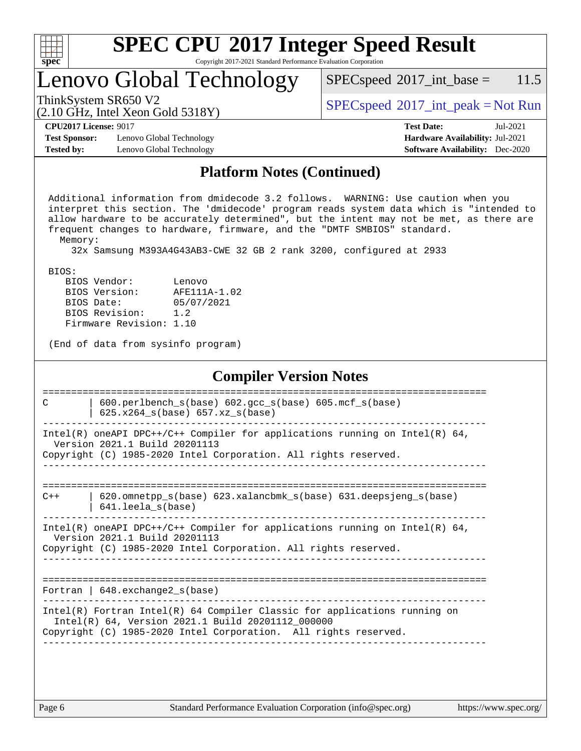## Platform Notes (Continued)

```
 Additional information from dmidecode 3.2 follows.  WARNING: Use caution when you
 interpret this section. The 'dmidecode' program reads system data which is "intended to
 allow hardware to be accurately determined", but the intent may not be met, as there are
 frequent changes to hardware, firmware, and the "DMTF SMBIOS" standard.
   Memory:
     32x Samsung M393A4G43AB3-CWE 32 GB 2 rank 3200, configured at 2933

 BIOS:
    BIOS Vendor:       Lenovo
    BIOS Version:      AFE111A-1.02
    BIOS Date:         05/07/2021
    BIOS Revision:     1.2
    Firmware Revision: 1.10

 (End of data from sysinfo program)
```

## Compiler Version Notes

```
==============================================================================
C       | 600.perlbench_s(base) 602.gcc_s(base) 605.mcf_s(base)
        | 625.x264_s(base) 657.xz_s(base)
------------------------------------------------------------------------------
Intel(R) oneAPI DPC++/C++ Compiler for applications running on Intel(R) 64,
  Version 2021.1 Build 20201113
Copyright (C) 1985-2020 Intel Corporation. All rights reserved.
------------------------------------------------------------------------------

==============================================================================
C++     | 620.omnetpp_s(base) 623.xalancbmk_s(base) 631.deepsjeng_s(base)
        | 641.leela_s(base)
------------------------------------------------------------------------------
Intel(R) oneAPI DPC++/C++ Compiler for applications running on Intel(R) 64,
  Version 2021.1 Build 20201113
Copyright (C) 1985-2020 Intel Corporation. All rights reserved.
------------------------------------------------------------------------------

==============================================================================
Fortran | 648.exchange2_s(base)
------------------------------------------------------------------------------
Intel(R) Fortran Intel(R) 64 Compiler Classic for applications running on
  Intel(R) 64, Version 2021.1 Build 20201112_000000
Copyright (C) 1985-2020 Intel Corporation.  All rights reserved.
------------------------------------------------------------------------------
```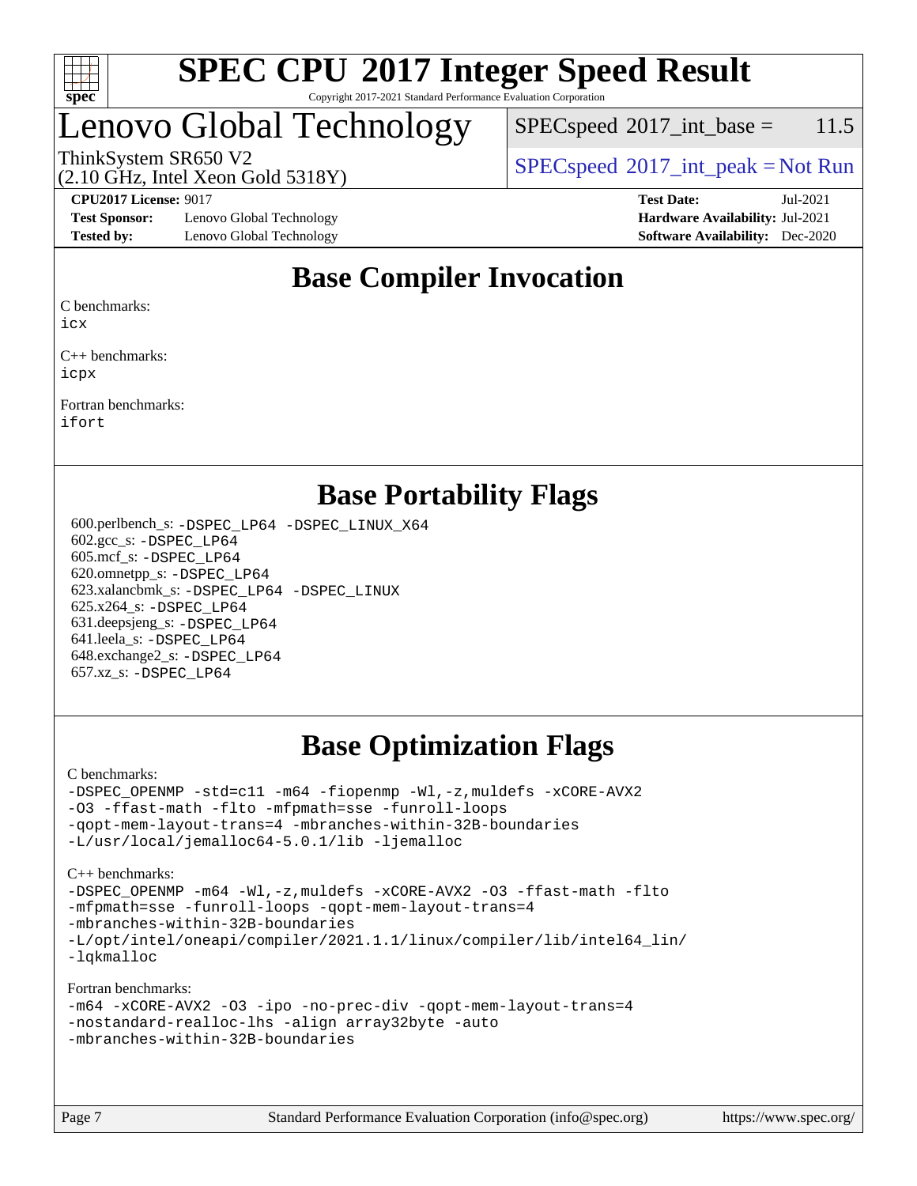# SPEC CPU 2017 Integer Speed Result

Copyright 2017-2021 Standard Performance Evaluation Corporation

## Lenovo Global Technology

ThinkSystem SR650 V2
(2.10 GHz, Intel Xeon Gold 5318Y)

SPECspeed 2017_int_base = 11.5

SPECspeed 2017_int_peak = Not Run

**CPU2017 License:** 9017
**Test Sponsor:** Lenovo Global Technology
**Tested by:** Lenovo Global Technology

**Test Date:** Jul-2021
**Hardware Availability:** Jul-2021
**Software Availability:** Dec-2020

## Base Compiler Invocation

C benchmarks:
icx

C++ benchmarks:
icpx

Fortran benchmarks:
ifort

## Base Portability Flags

600.perlbench_s: -DSPEC_LP64 -DSPEC_LINUX_X64
602.gcc_s: -DSPEC_LP64
605.mcf_s: -DSPEC_LP64
620.omnetpp_s: -DSPEC_LP64
623.xalancbmk_s: -DSPEC_LP64 -DSPEC_LINUX
625.x264_s: -DSPEC_LP64
631.deepsjeng_s: -DSPEC_LP64
641.leela_s: -DSPEC_LP64
648.exchange2_s: -DSPEC_LP64
657.xz_s: -DSPEC_LP64

## Base Optimization Flags

C benchmarks:
-DSPEC_OPENMP -std=c11 -m64 -fiopenmp -Wl,-z,muldefs -xCORE-AVX2
-O3 -ffast-math -flto -mfpmath=sse -funroll-loops
-qopt-mem-layout-trans=4 -mbranches-within-32B-boundaries
-L/usr/local/jemalloc64-5.0.1/lib -ljemalloc

C++ benchmarks:
-DSPEC_OPENMP -m64 -Wl,-z,muldefs -xCORE-AVX2 -O3 -ffast-math -flto
-mfpmath=sse -funroll-loops -qopt-mem-layout-trans=4
-mbranches-within-32B-boundaries
-L/opt/intel/oneapi/compiler/2021.1.1/linux/compiler/lib/intel64_lin/
-lqkmalloc

Fortran benchmarks:
-m64 -xCORE-AVX2 -O3 -ipo -no-prec-div -qopt-mem-layout-trans=4
-nostandard-realloc-lhs -align array32byte -auto
-mbranches-within-32B-boundaries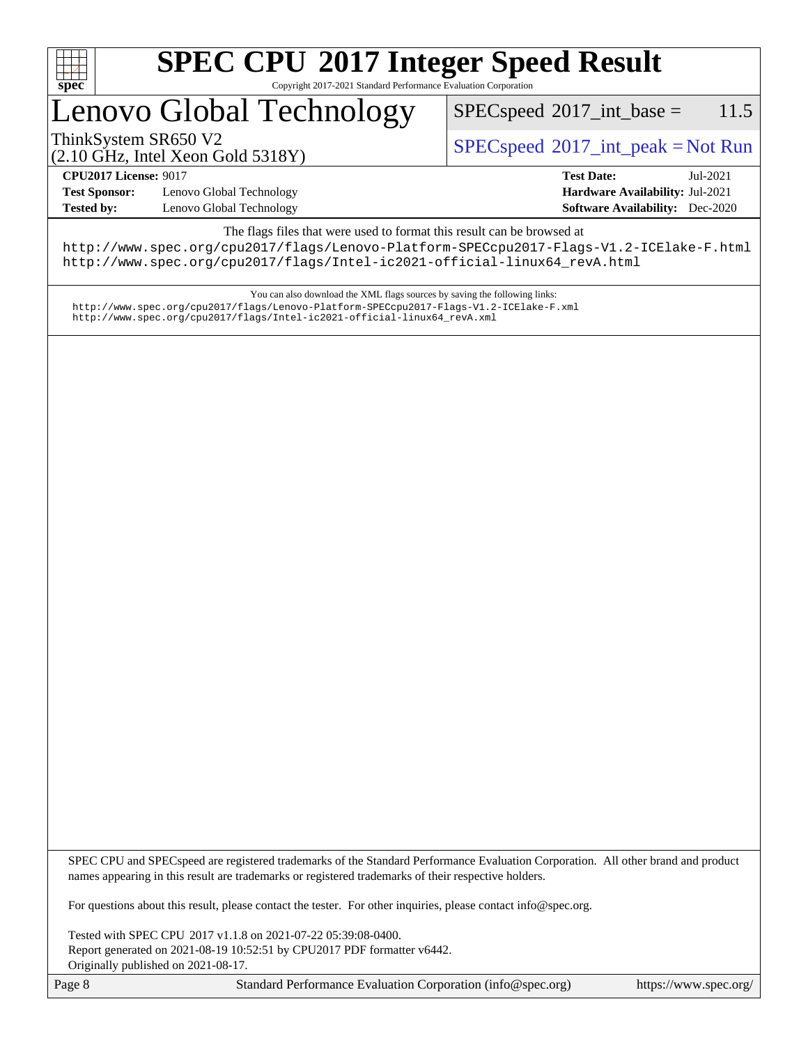The flags files that were used to format this result can be browsed at

http://www.spec.org/cpu2017/flags/Lenovo-Platform-SPECcpu2017-Flags-V1.2-ICElake-F.html
http://www.spec.org/cpu2017/flags/Intel-ic2021-official-linux64_revA.html

You can also download the XML flags sources by saving the following links:

http://www.spec.org/cpu2017/flags/Lenovo-Platform-SPECcpu2017-Flags-V1.2-ICElake-F.xml
http://www.spec.org/cpu2017/flags/Intel-ic2021-official-linux64_revA.xml

SPEC CPU and SPECspeed are registered trademarks of the Standard Performance Evaluation Corporation. All other brand and product names appearing in this result are trademarks or registered trademarks of their respective holders.

For questions about this result, please contact the tester. For other inquiries, please contact info@spec.org.

Tested with SPEC CPU 2017 v1.1.8 on 2021-07-22 05:39:08-0400.
Report generated on 2021-08-19 10:52:51 by CPU2017 PDF formatter v6442.
Originally published on 2021-08-17.